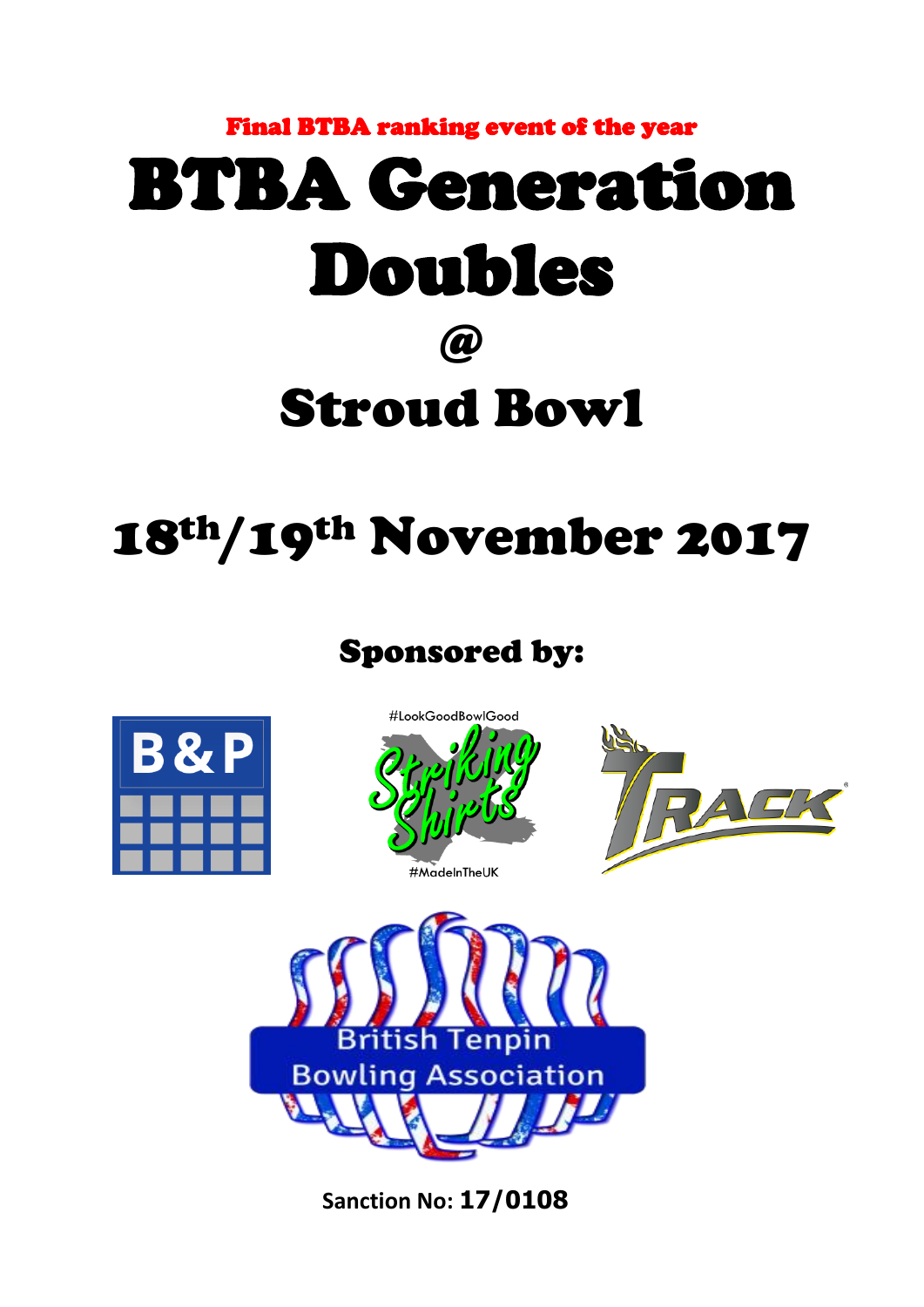Final BTBA ranking event of the year

# BTBA Generation Doubles

# @

# Stroud Bowl

## 18th/19th November 2017

### Sponsored by:

Sanction No: **17/0108**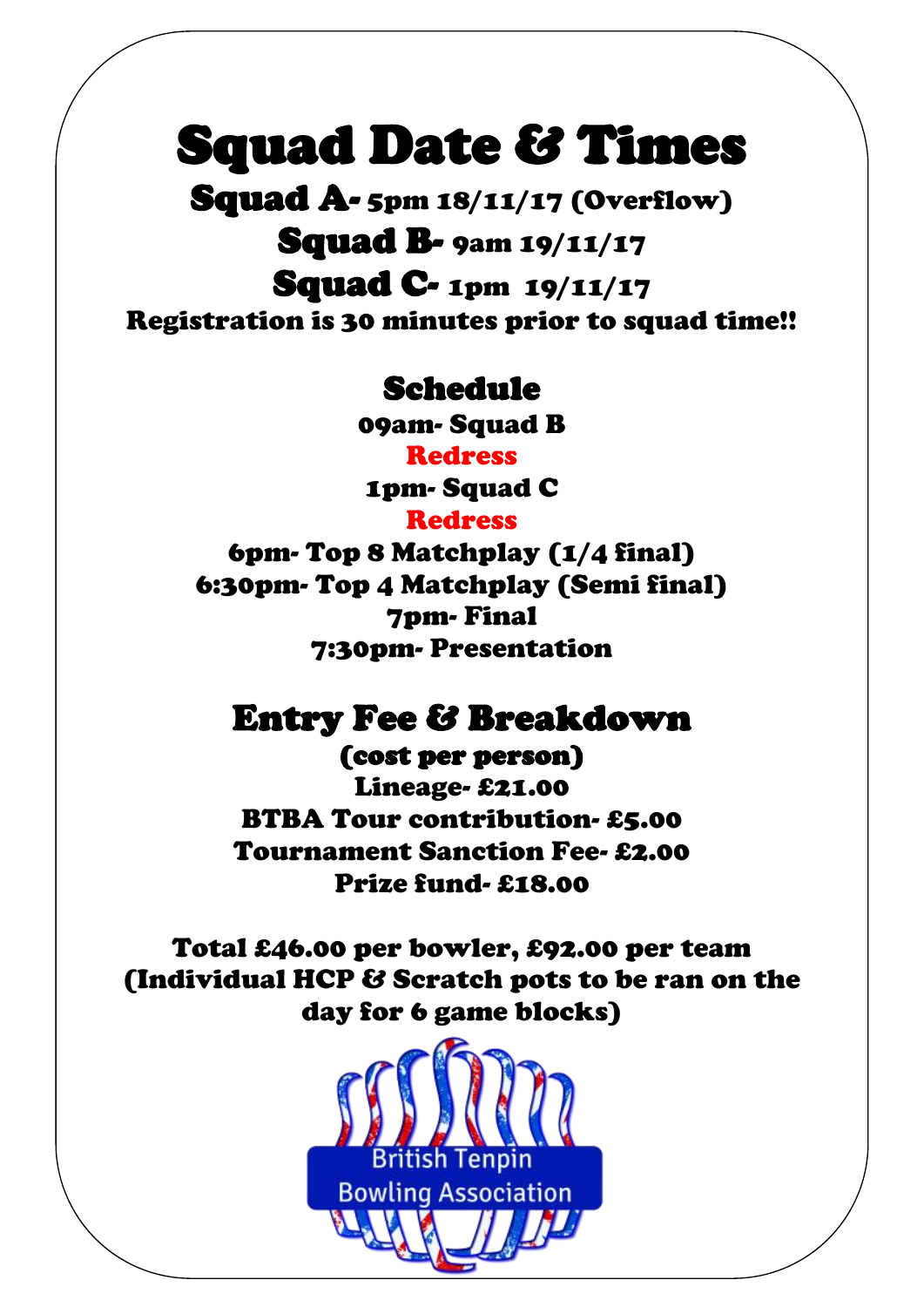# Squad Date & Times

**Squad A-** 5pm 18/11/17 (Overflow)

**Squad B-** 9am 19/11/17

**Squad C-** 1pm 19/11/17

**Registration is 30 minutes prior to squad time!!**

## Schedule

**09am- Squad B**

**Redress**

**1pm- Squad C**

**Redress**

**6pm- Top 8 Matchplay (1/4 final)**

**6:30pm- Top 4 Matchplay (Semi final)**

**7pm- Final**

**7:30pm- Presentation**

## Entry Fee & Breakdown

**(cost per person)**

**Lineage- £21.00**

**BTBA Tour contribution- £5.00**

**Tournament Sanction Fee- £2.00**

**Prize fund- £18.00**

**Total £46.00 per bowler, £92.00 per team (Individual HCP & Scratch pots to be ran on the day for 6 game blocks)**

British Tenpin Bowling Association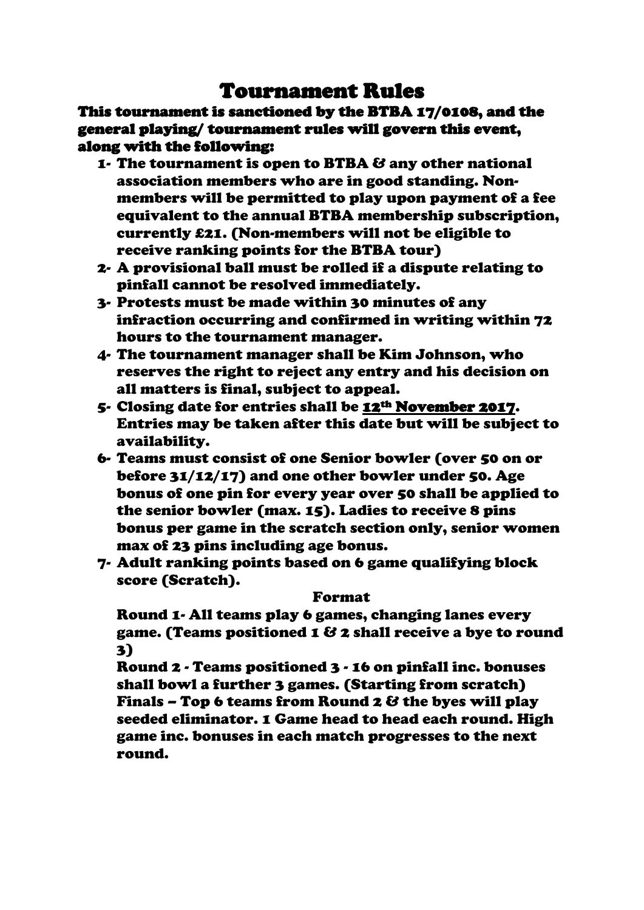# Tournament Rules

**This tournament is sanctioned by the BTBA 17/0108, and the general playing/ tournament rules will govern this event, along with the following:**

1- The tournament is open to BTBA & any other national association members who are in good standing. Non-members will be permitted to play upon payment of a fee equivalent to the annual BTBA membership subscription, currently £21. (Non-members will not be eligible to receive ranking points for the BTBA tour)

2- A provisional ball must be rolled if a dispute relating to pinfall cannot be resolved immediately.

3- Protests must be made within 30 minutes of any infraction occurring and confirmed in writing within 72 hours to the tournament manager.

4- The tournament manager shall be Kim Johnson, who reserves the right to reject any entry and his decision on all matters is final, subject to appeal.

5- Closing date for entries shall be 12th November 2017. Entries may be taken after this date but will be subject to availability.

6- Teams must consist of one Senior bowler (over 50 on or before 31/12/17) and one other bowler under 50. Age bonus of one pin for every year over 50 shall be applied to the senior bowler (max. 15). Ladies to receive 8 pins bonus per game in the scratch section only, senior women max of 23 pins including age bonus.

7- Adult ranking points based on 6 game qualifying block score (Scratch).

**Format**

Round 1- All teams play 6 games, changing lanes every game. (Teams positioned 1 & 2 shall receive a bye to round 3)

Round 2 - Teams positioned 3 - 16 on pinfall inc. bonuses shall bowl a further 3 games. (Starting from scratch)

Finals – Top 6 teams from Round 2 & the byes will play seeded eliminator. 1 Game head to head each round. High game inc. bonuses in each match progresses to the next round.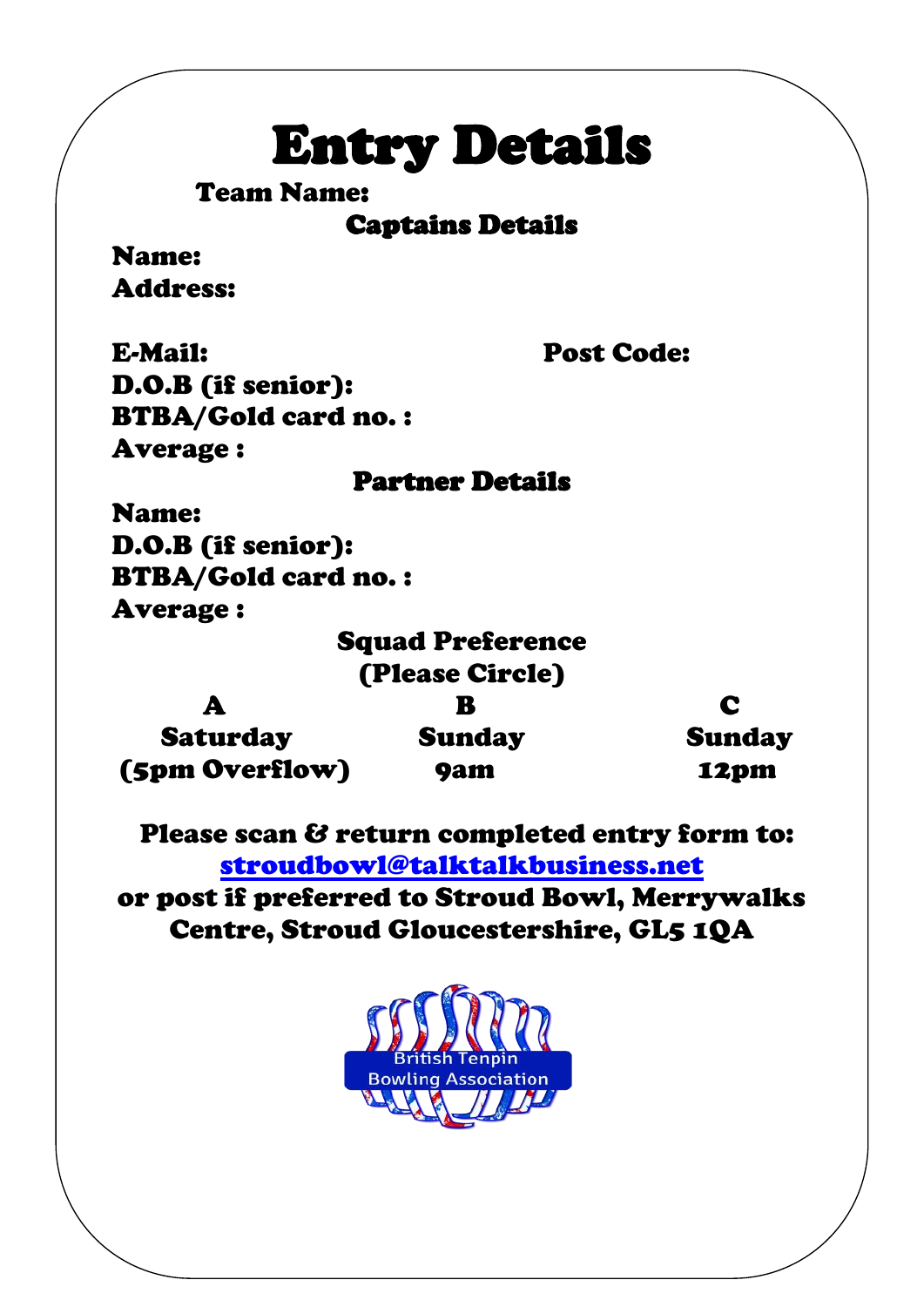# Entry Details

**Team Name:**

## Captains Details

**Name:**
**Address:**

**E-Mail:** **Post Code:**
**D.O.B (if senior):**
**BTBA/Gold card no. :**
**Average :**

## Partner Details

**Name:**
**D.O.B (if senior):**
**BTBA/Gold card no. :**
**Average :**

## Squad Preference
## (Please Circle)

| A | B | C |
|---|---|---|
| Saturday (5pm Overflow) | Sunday 9am | Sunday 12pm |

**Please scan & return completed entry form to:**
**stroudbowl@talktalkbusiness.net**
**or post if preferred to Stroud Bowl, Merrywalks Centre, Stroud Gloucestershire, GL5 1QA**

British Tenpin Bowling Association